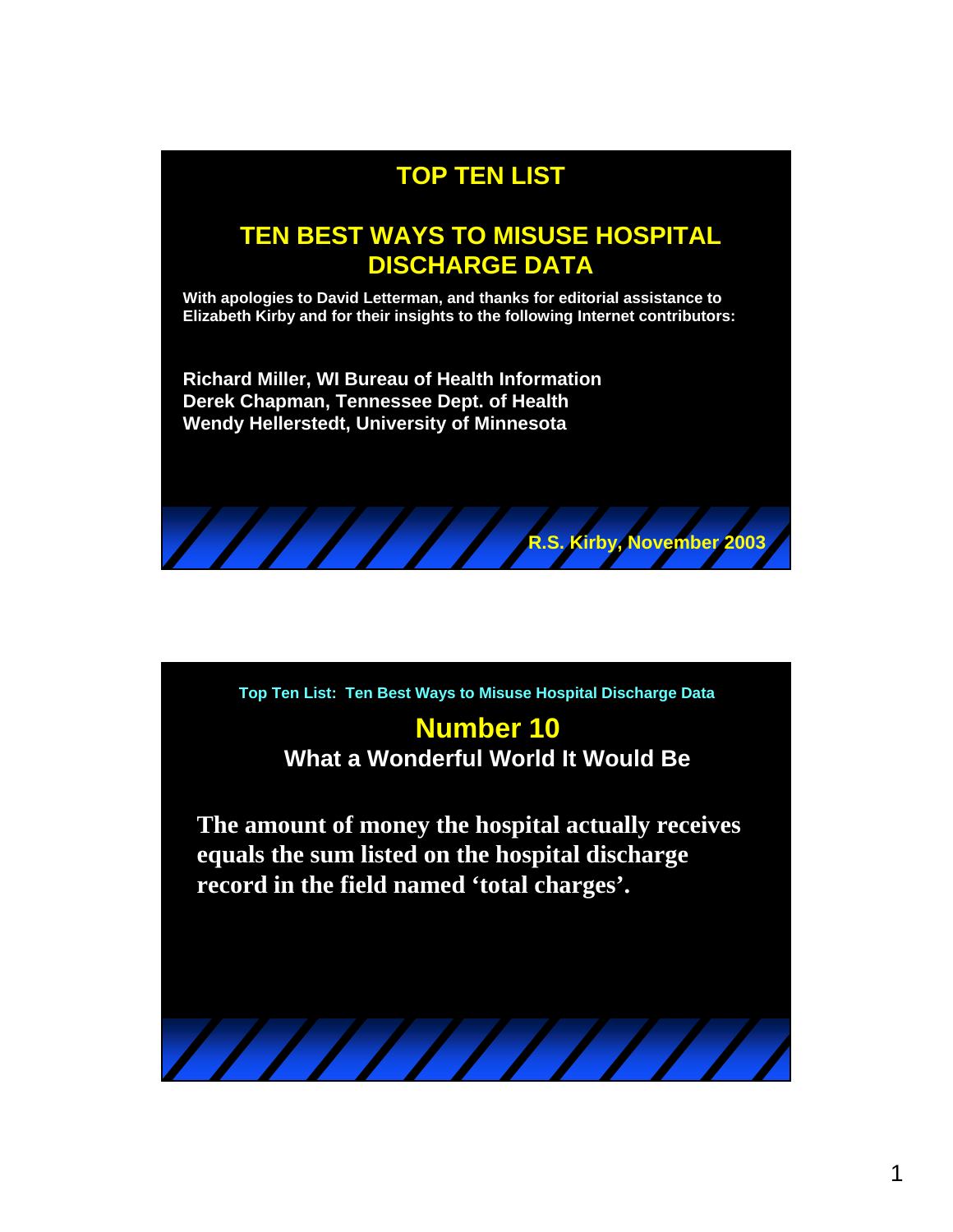# TOP TEN LIST

## TEN BEST WAYS TO MISUSE HOSPITAL DISCHARGE DATA

**With apologies to David Letterman, and thanks for editorial assistance to Elizabeth Kirby and for their insights to the following Internet contributors:**

**Richard Miller, WI Bureau of Health Information**
**Derek Chapman, Tennessee Dept. of Health**
**Wendy Hellerstedt, University of Minnesota**

**R.S. Kirby, November 2003**

---

Top Ten List: Ten Best Ways to Misuse Hospital Discharge Data

## Number 10

### What a Wonderful World It Would Be

**The amount of money the hospital actually receives equals the sum listed on the hospital discharge record in the field named 'total charges'.**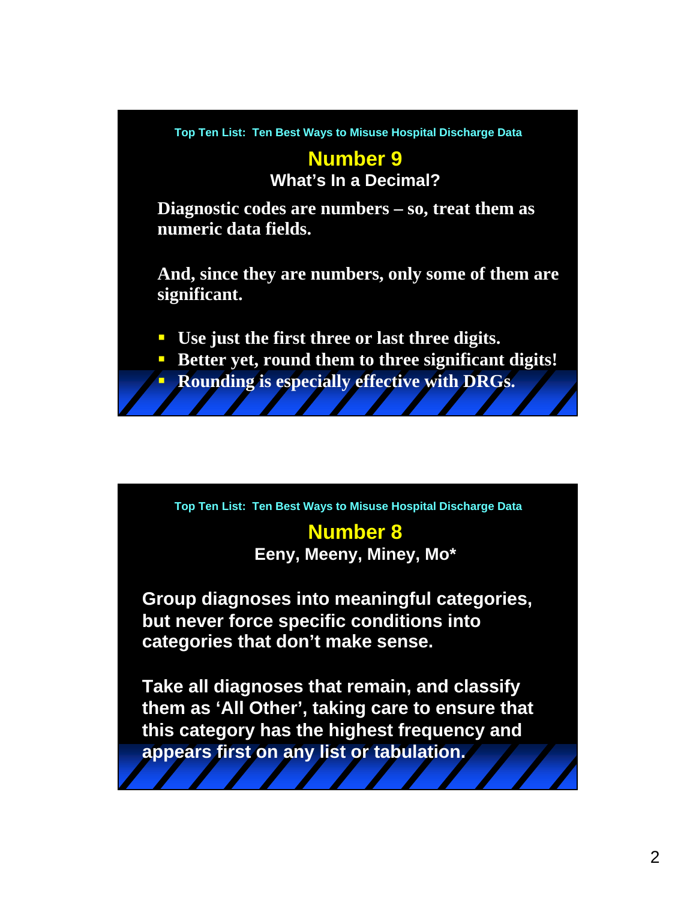Top Ten List: Ten Best Ways to Misuse Hospital Discharge Data

## Number 9

### What's In a Decimal?

**Diagnostic codes are numbers – so, treat them as numeric data fields.**

**And, since they are numbers, only some of them are significant.**

- **Use just the first three or last three digits.**
- **Better yet, round them to three significant digits!**
- **Rounding is especially effective with DRGs.**

Top Ten List: Ten Best Ways to Misuse Hospital Discharge Data

## Number 8

### Eeny, Meeny, Miney, Mo*

**Group diagnoses into meaningful categories, but never force specific conditions into categories that don't make sense.**

**Take all diagnoses that remain, and classify them as 'All Other', taking care to ensure that this category has the highest frequency and appears first on any list or tabulation.**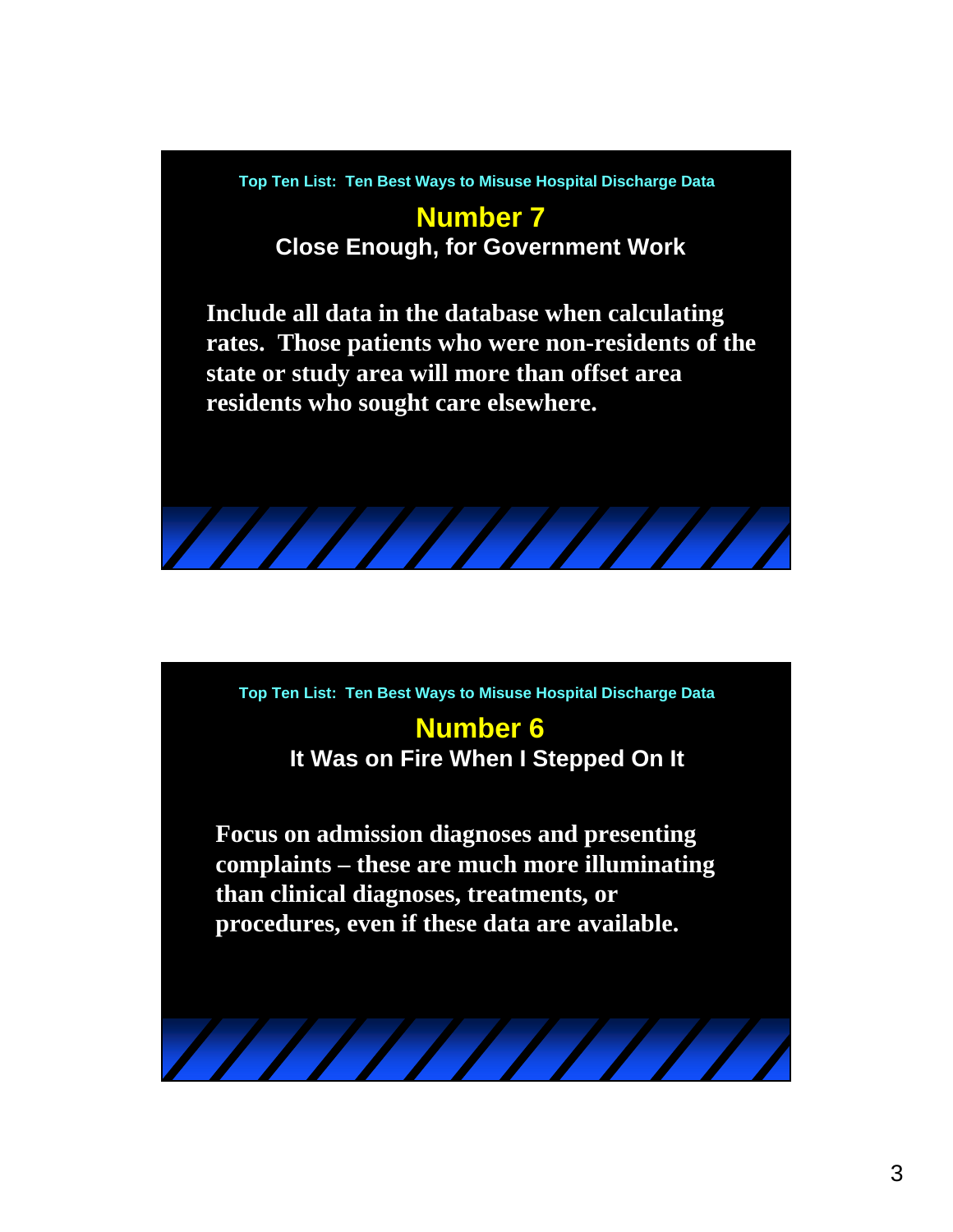Top Ten List: Ten Best Ways to Misuse Hospital Discharge Data

## Number 7

### Close Enough, for Government Work

**Include all data in the database when calculating rates. Those patients who were non-residents of the state or study area will more than offset area residents who sought care elsewhere.**

Top Ten List: Ten Best Ways to Misuse Hospital Discharge Data

## Number 6

### It Was on Fire When I Stepped On It

**Focus on admission diagnoses and presenting complaints – these are much more illuminating than clinical diagnoses, treatments, or procedures, even if these data are available.**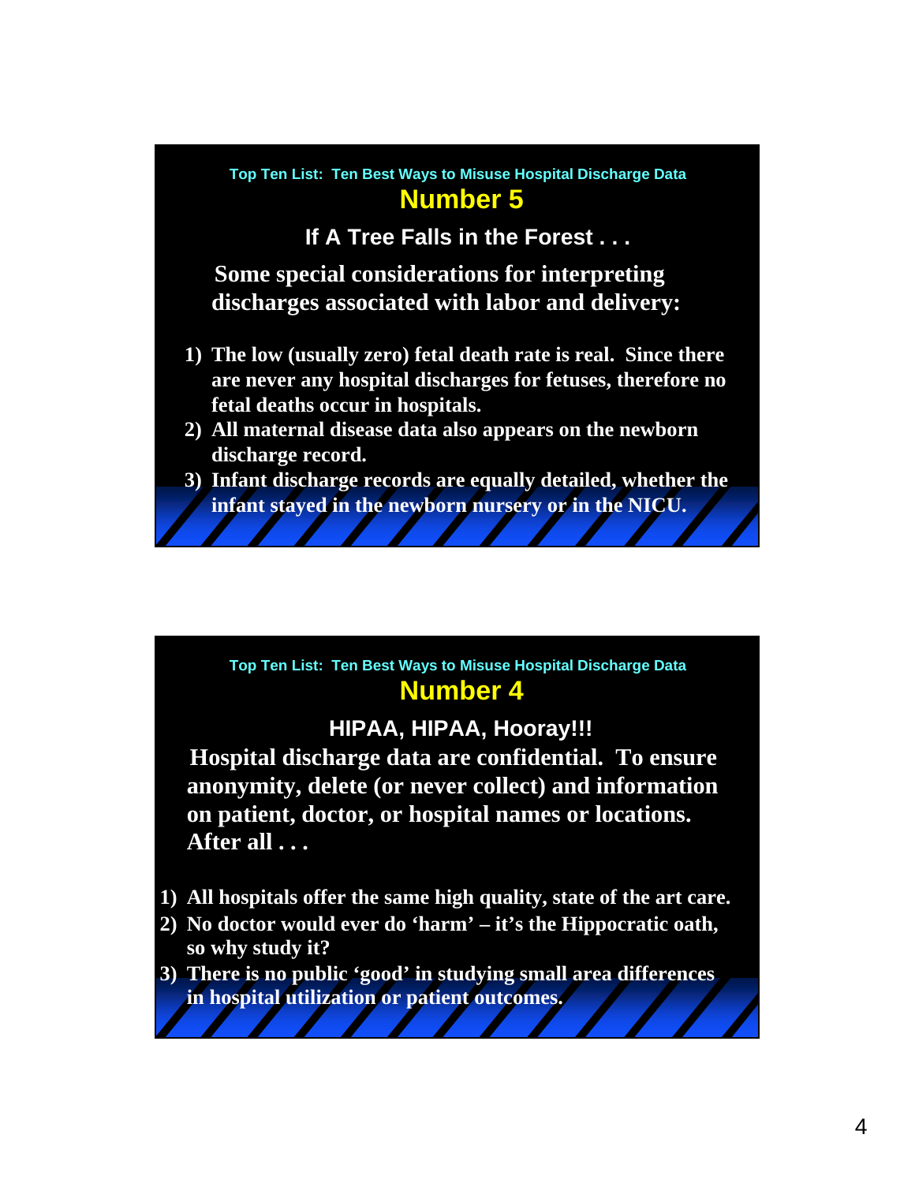Top Ten List: Ten Best Ways to Misuse Hospital Discharge Data

## Number 5

### If A Tree Falls in the Forest . . .

**Some special considerations for interpreting discharges associated with labor and delivery:**

1) The low (usually zero) fetal death rate is real. Since there are never any hospital discharges for fetuses, therefore no fetal deaths occur in hospitals.
2) All maternal disease data also appears on the newborn discharge record.
3) Infant discharge records are equally detailed, whether the infant stayed in the newborn nursery or in the NICU.

Top Ten List: Ten Best Ways to Misuse Hospital Discharge Data

## Number 4

### HIPAA, HIPAA, Hooray!!!

**Hospital discharge data are confidential. To ensure anonymity, delete (or never collect) and information on patient, doctor, or hospital names or locations. After all . . .**

1) All hospitals offer the same high quality, state of the art care.
2) No doctor would ever do 'harm' – it's the Hippocratic oath, so why study it?
3) There is no public 'good' in studying small area differences in hospital utilization or patient outcomes.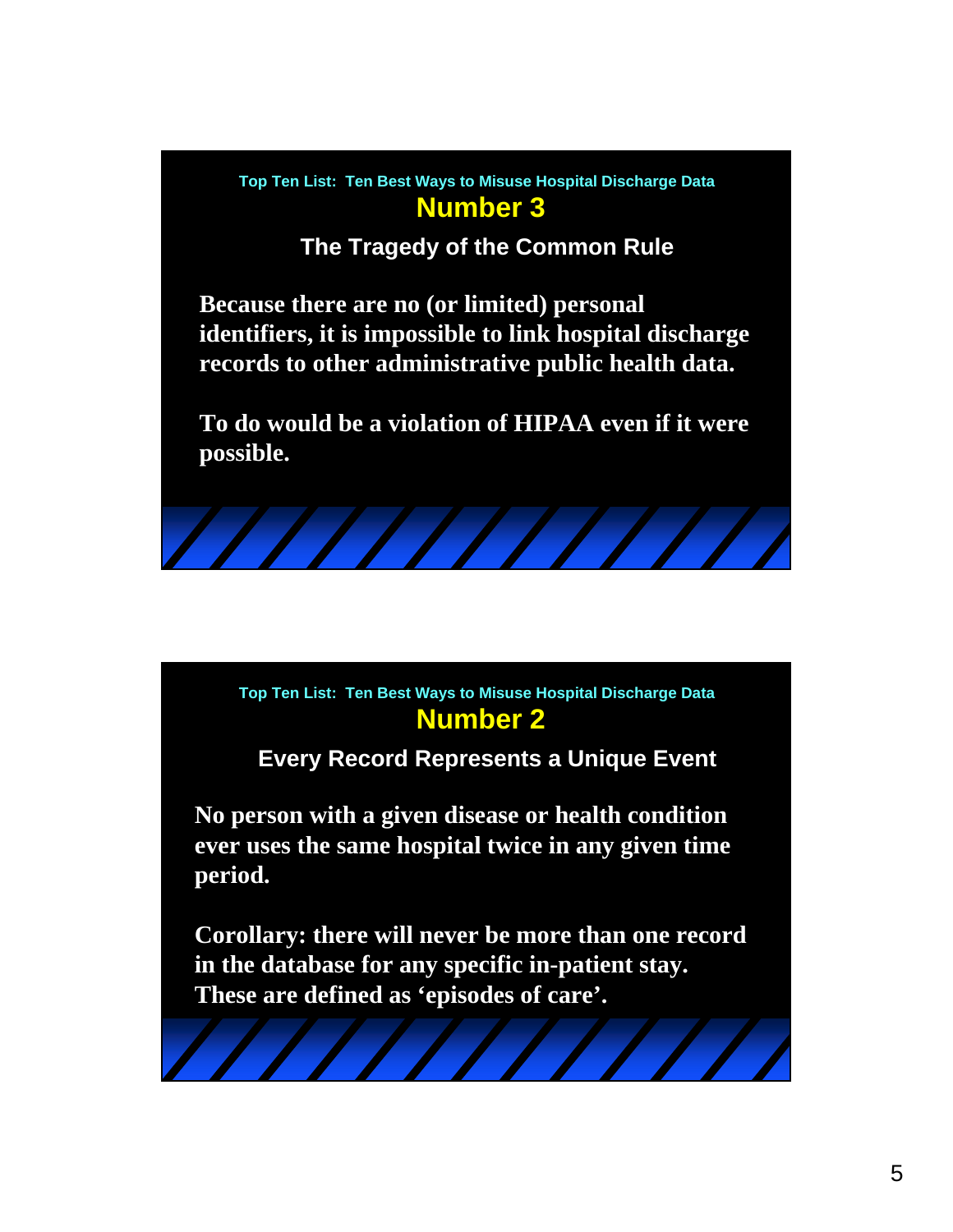Top Ten List: Ten Best Ways to Misuse Hospital Discharge Data

## Number 3

### The Tragedy of the Common Rule

**Because there are no (or limited) personal identifiers, it is impossible to link hospital discharge records to other administrative public health data.**

**To do would be a violation of HIPAA even if it were possible.**

Top Ten List: Ten Best Ways to Misuse Hospital Discharge Data

## Number 2

### Every Record Represents a Unique Event

**No person with a given disease or health condition ever uses the same hospital twice in any given time period.**

**Corollary: there will never be more than one record in the database for any specific in-patient stay. These are defined as ‘episodes of care’.**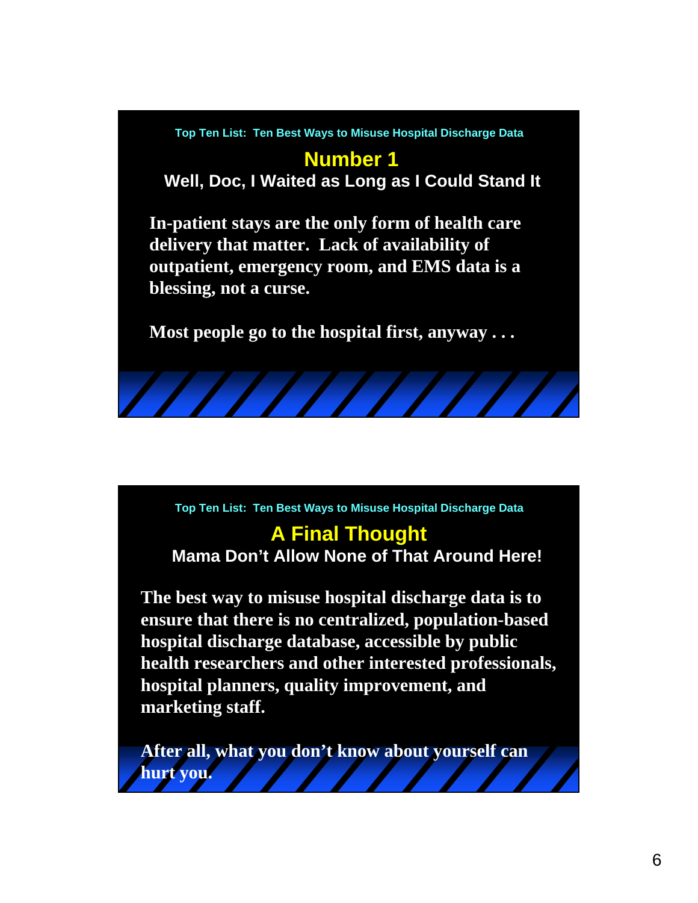Top Ten List: Ten Best Ways to Misuse Hospital Discharge Data

## Number 1

### Well, Doc, I Waited as Long as I Could Stand It

**In-patient stays are the only form of health care delivery that matter. Lack of availability of outpatient, emergency room, and EMS data is a blessing, not a curse.**

**Most people go to the hospital first, anyway . . .**

Top Ten List: Ten Best Ways to Misuse Hospital Discharge Data

## A Final Thought

### Mama Don't Allow None of That Around Here!

**The best way to misuse hospital discharge data is to ensure that there is no centralized, population-based hospital discharge database, accessible by public health researchers and other interested professionals, hospital planners, quality improvement, and marketing staff.**

**After all, what you don't know about yourself can hurt you.**